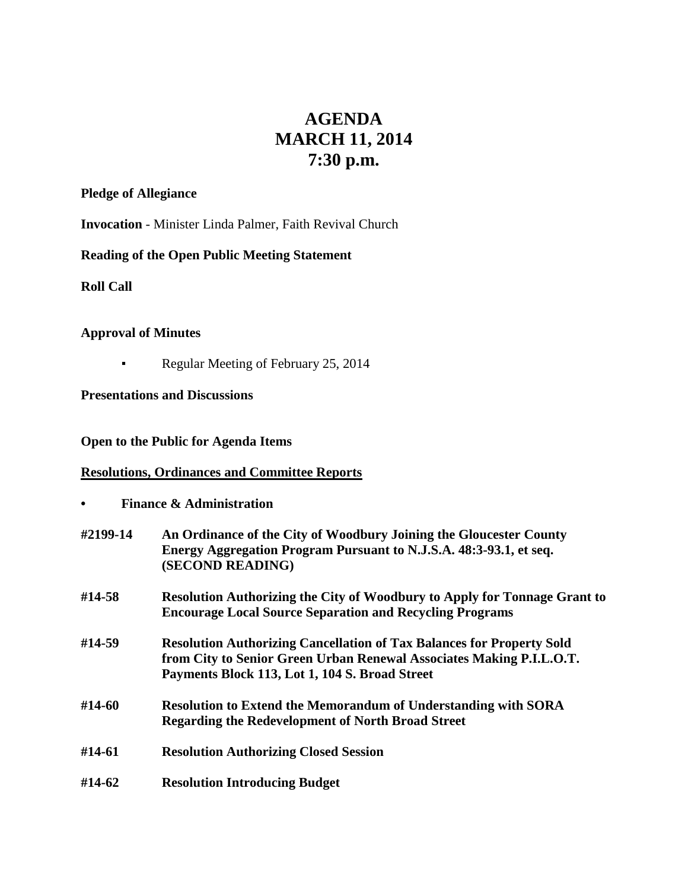# AGENDA
# MARCH 11, 2014
# 7:30 p.m.

**Pledge of Allegiance**

**Invocation** - Minister Linda Palmer, Faith Revival Church

**Reading of the Open Public Meeting Statement**

**Roll Call**

**Approval of Minutes**

- Regular Meeting of February 25, 2014

**Presentations and Discussions**

**Open to the Public for Agenda Items**

**Resolutions, Ordinances and Committee Reports**

- **Finance & Administration**

**#2199-14** **An Ordinance of the City of Woodbury Joining the Gloucester County Energy Aggregation Program Pursuant to N.J.S.A. 48:3-93.1, et seq. (SECOND READING)**

**#14-58** **Resolution Authorizing the City of Woodbury to Apply for Tonnage Grant to Encourage Local Source Separation and Recycling Programs**

**#14-59** **Resolution Authorizing Cancellation of Tax Balances for Property Sold from City to Senior Green Urban Renewal Associates Making P.I.L.O.T. Payments Block 113, Lot 1, 104 S. Broad Street**

**#14-60** **Resolution to Extend the Memorandum of Understanding with SORA Regarding the Redevelopment of North Broad Street**

**#14-61** **Resolution Authorizing Closed Session**

**#14-62** **Resolution Introducing Budget**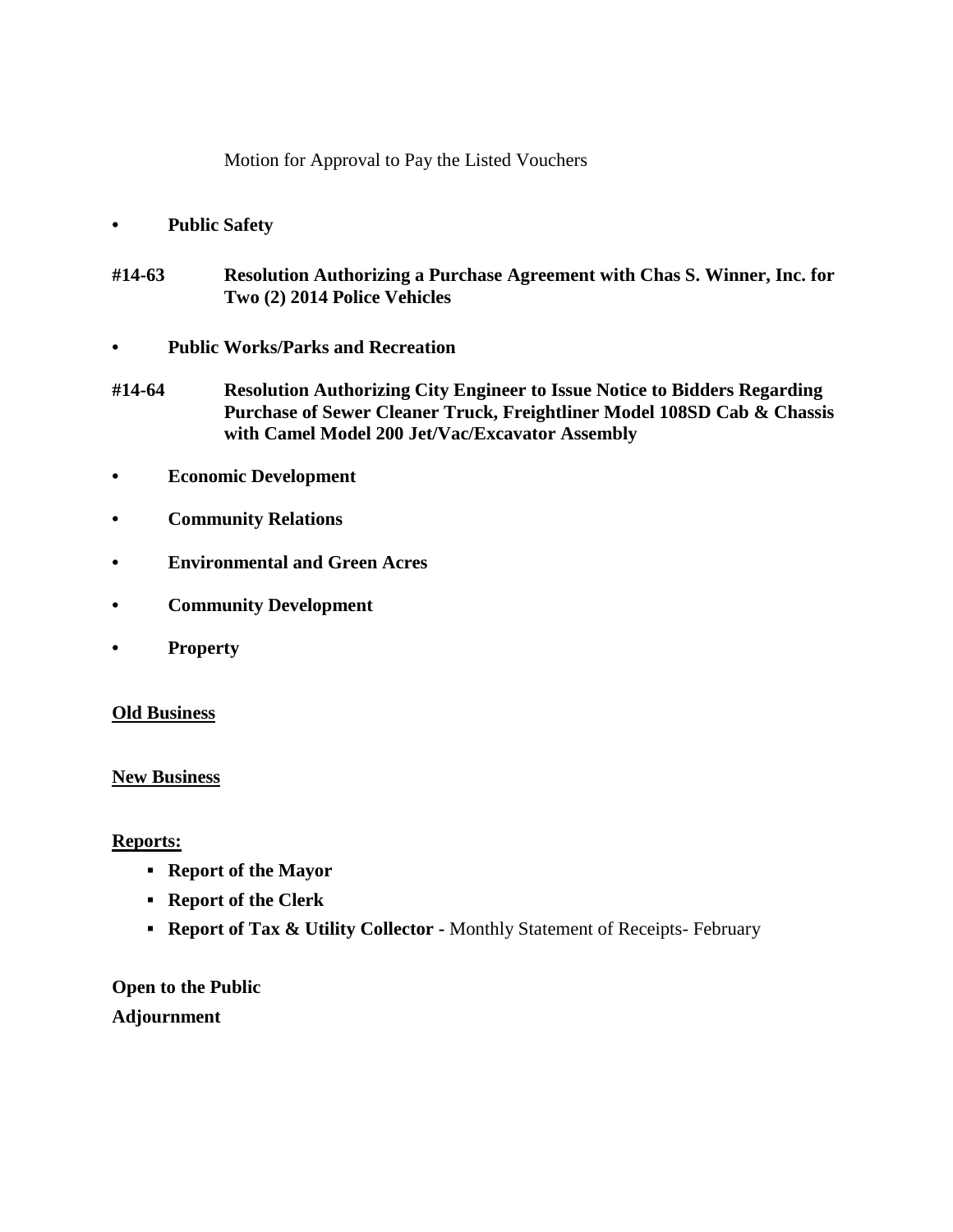Motion for Approval to Pay the Listed Vouchers

- **Public Safety**

**#14-63 Resolution Authorizing a Purchase Agreement with Chas S. Winner, Inc. for Two (2) 2014 Police Vehicles**

- **Public Works/Parks and Recreation**

**#14-64 Resolution Authorizing City Engineer to Issue Notice to Bidders Regarding Purchase of Sewer Cleaner Truck, Freightliner Model 108SD Cab & Chassis with Camel Model 200 Jet/Vac/Excavator Assembly**

- **Economic Development**
- **Community Relations**
- **Environmental and Green Acres**
- **Community Development**
- **Property**

**Old Business**

**New Business**

**Reports:**

- **Report of the Mayor**
- **Report of the Clerk**
- **Report of Tax & Utility Collector -** Monthly Statement of Receipts- February

**Open to the Public**

**Adjournment**